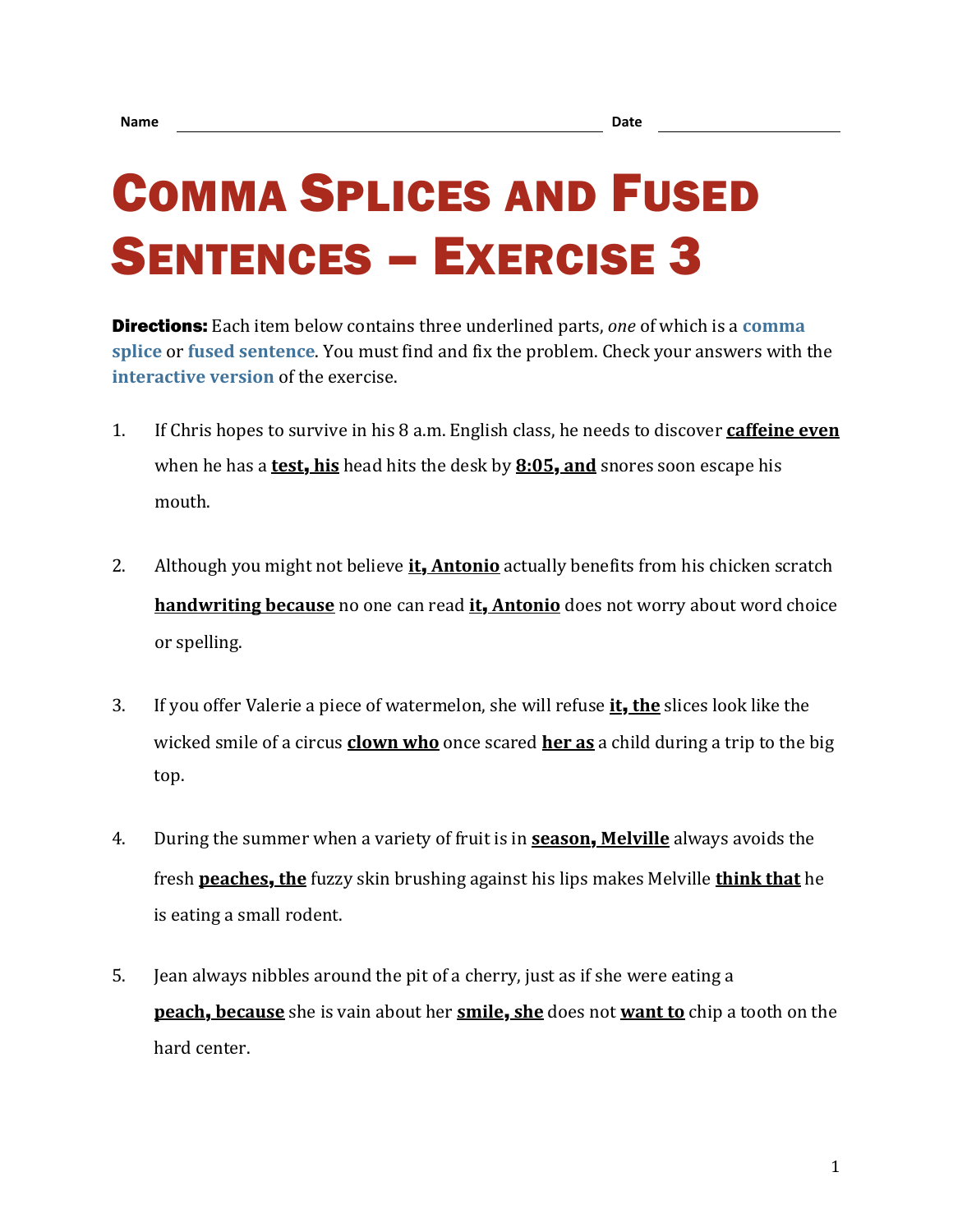Name ______________________________ Date ______________

# Comma Splices and Fused Sentences – Exercise 3

**Directions:** Each item below contains three underlined parts, *one* of which is a **comma splice** or **fused sentence**. You must find and fix the problem. Check your answers with the **interactive version** of the exercise.

1. If Chris hopes to survive in his 8 a.m. English class, he needs to discover **caffeine even** when he has a **test, his** head hits the desk by **8:05, and** snores soon escape his mouth.

2. Although you might not believe **it, Antonio** actually benefits from his chicken scratch **handwriting because** no one can read **it, Antonio** does not worry about word choice or spelling.

3. If you offer Valerie a piece of watermelon, she will refuse **it, the** slices look like the wicked smile of a circus **clown who** once scared **her as** a child during a trip to the big top.

4. During the summer when a variety of fruit is in **season, Melville** always avoids the fresh **peaches, the** fuzzy skin brushing against his lips makes Melville **think that** he is eating a small rodent.

5. Jean always nibbles around the pit of a cherry, just as if she were eating a **peach, because** she is vain about her **smile, she** does not **want to** chip a tooth on the hard center.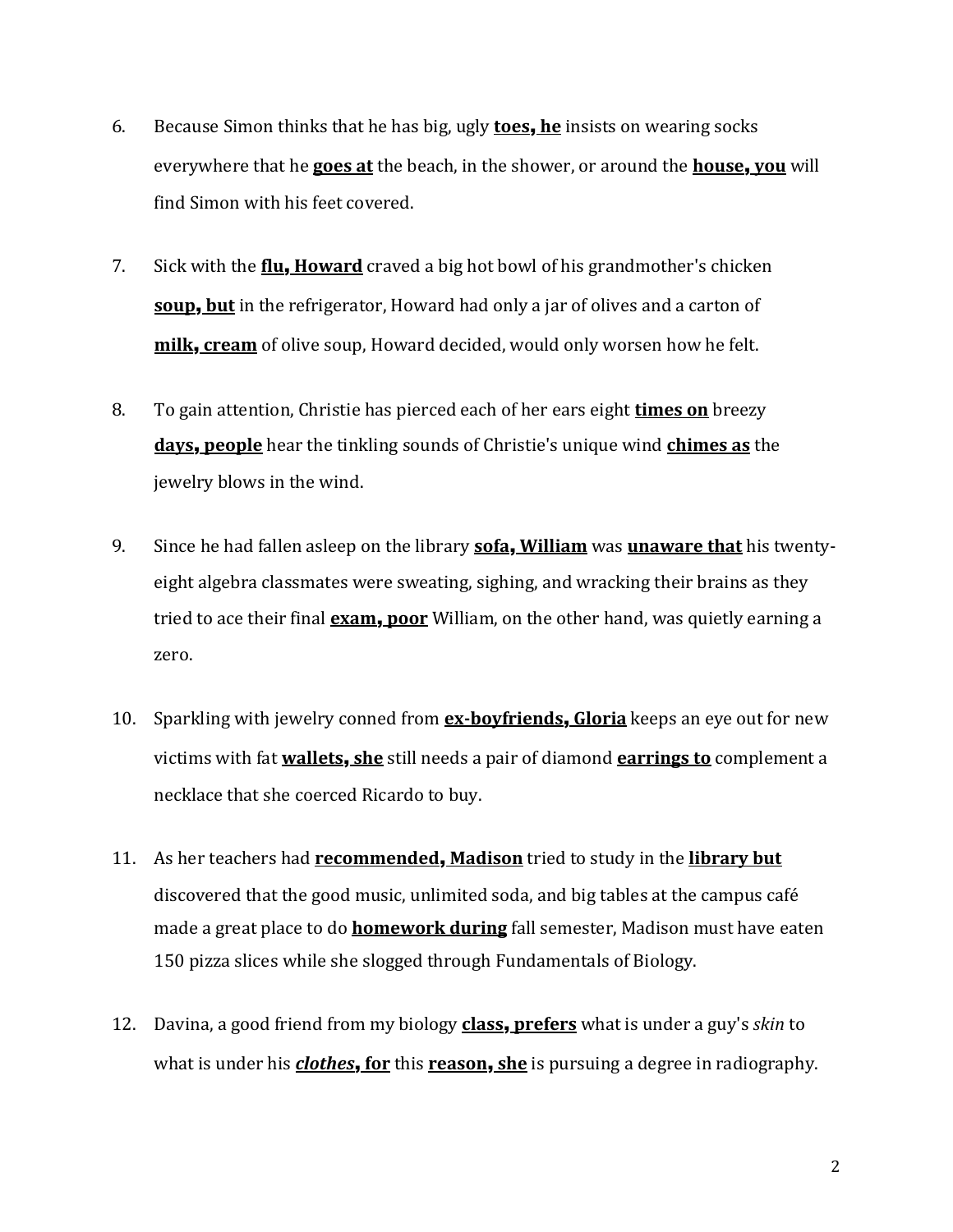6. Because Simon thinks that he has big, ugly **toes, he** insists on wearing socks everywhere that he **goes at** the beach, in the shower, or around the **house, you** will find Simon with his feet covered.

7. Sick with the **flu, Howard** craved a big hot bowl of his grandmother's chicken **soup, but** in the refrigerator, Howard had only a jar of olives and a carton of **milk, cream** of olive soup, Howard decided, would only worsen how he felt.

8. To gain attention, Christie has pierced each of her ears eight **times on** breezy **days, people** hear the tinkling sounds of Christie's unique wind **chimes as** the jewelry blows in the wind.

9. Since he had fallen asleep on the library **sofa, William** was **unaware that** his twenty-eight algebra classmates were sweating, sighing, and wracking their brains as they tried to ace their final **exam, poor** William, on the other hand, was quietly earning a zero.

10. Sparkling with jewelry conned from **ex-boyfriends, Gloria** keeps an eye out for new victims with fat **wallets, she** still needs a pair of diamond **earrings to** complement a necklace that she coerced Ricardo to buy.

11. As her teachers had **recommended, Madison** tried to study in the **library but** discovered that the good music, unlimited soda, and big tables at the campus café made a great place to do **homework during** fall semester, Madison must have eaten 150 pizza slices while she slogged through Fundamentals of Biology.

12. Davina, a good friend from my biology **class, prefers** what is under a guy's *skin* to what is under his ***clothes*, for** this **reason, she** is pursuing a degree in radiography.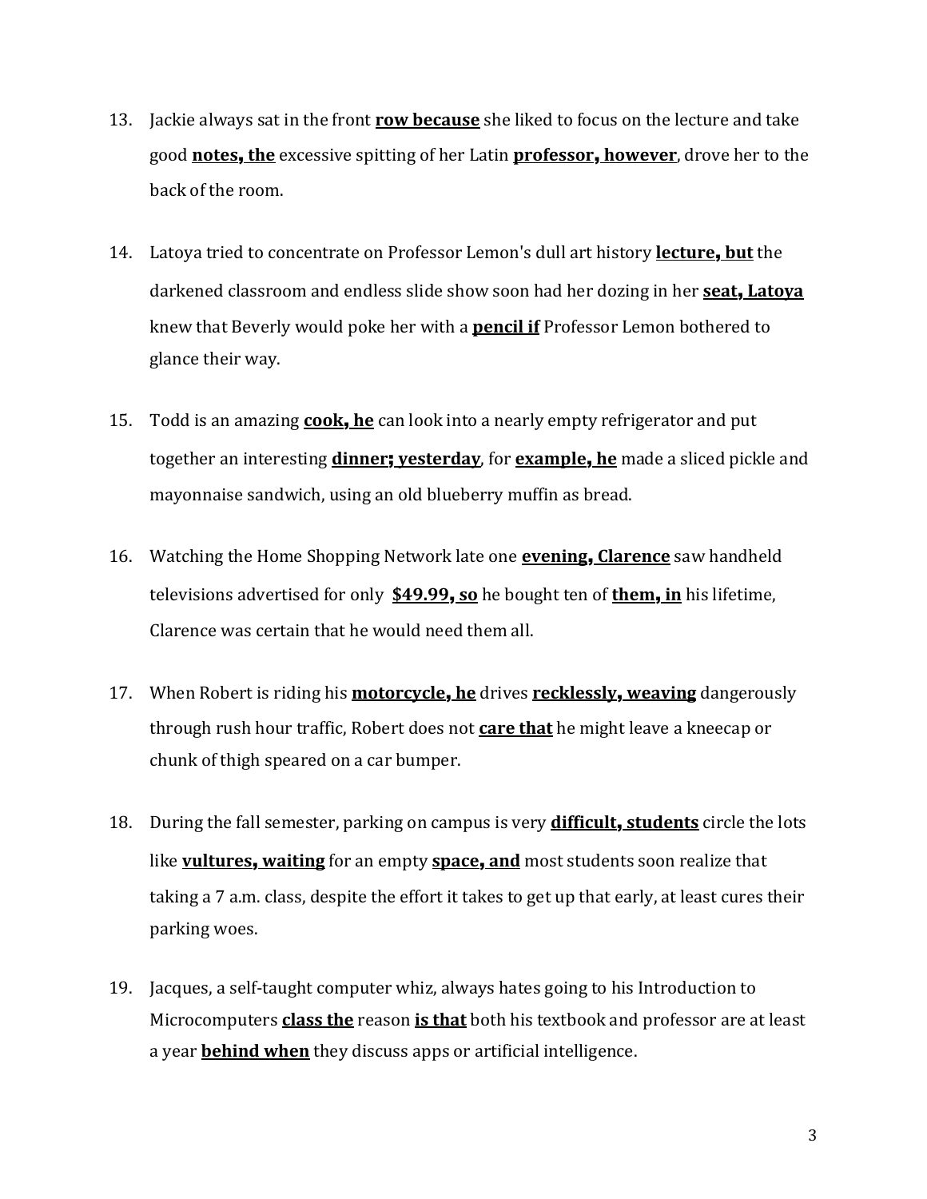13. Jackie always sat in the front **row because** she liked to focus on the lecture and take good **notes, the** excessive spitting of her Latin **professor, however**, drove her to the back of the room.

14. Latoya tried to concentrate on Professor Lemon's dull art history **lecture, but** the darkened classroom and endless slide show soon had her dozing in her **seat, Latoya** knew that Beverly would poke her with a **pencil if** Professor Lemon bothered to glance their way.

15. Todd is an amazing **cook, he** can look into a nearly empty refrigerator and put together an interesting **dinner; yesterday**, for **example, he** made a sliced pickle and mayonnaise sandwich, using an old blueberry muffin as bread.

16. Watching the Home Shopping Network late one **evening, Clarence** saw handheld televisions advertised for only **$49.99, so** he bought ten of **them, in** his lifetime, Clarence was certain that he would need them all.

17. When Robert is riding his **motorcycle, he** drives **recklessly, weaving** dangerously through rush hour traffic, Robert does not **care that** he might leave a kneecap or chunk of thigh speared on a car bumper.

18. During the fall semester, parking on campus is very **difficult, students** circle the lots like **vultures, waiting** for an empty **space, and** most students soon realize that taking a 7 a.m. class, despite the effort it takes to get up that early, at least cures their parking woes.

19. Jacques, a self-taught computer whiz, always hates going to his Introduction to Microcomputers **class the** reason **is that** both his textbook and professor are at least a year **behind when** they discuss apps or artificial intelligence.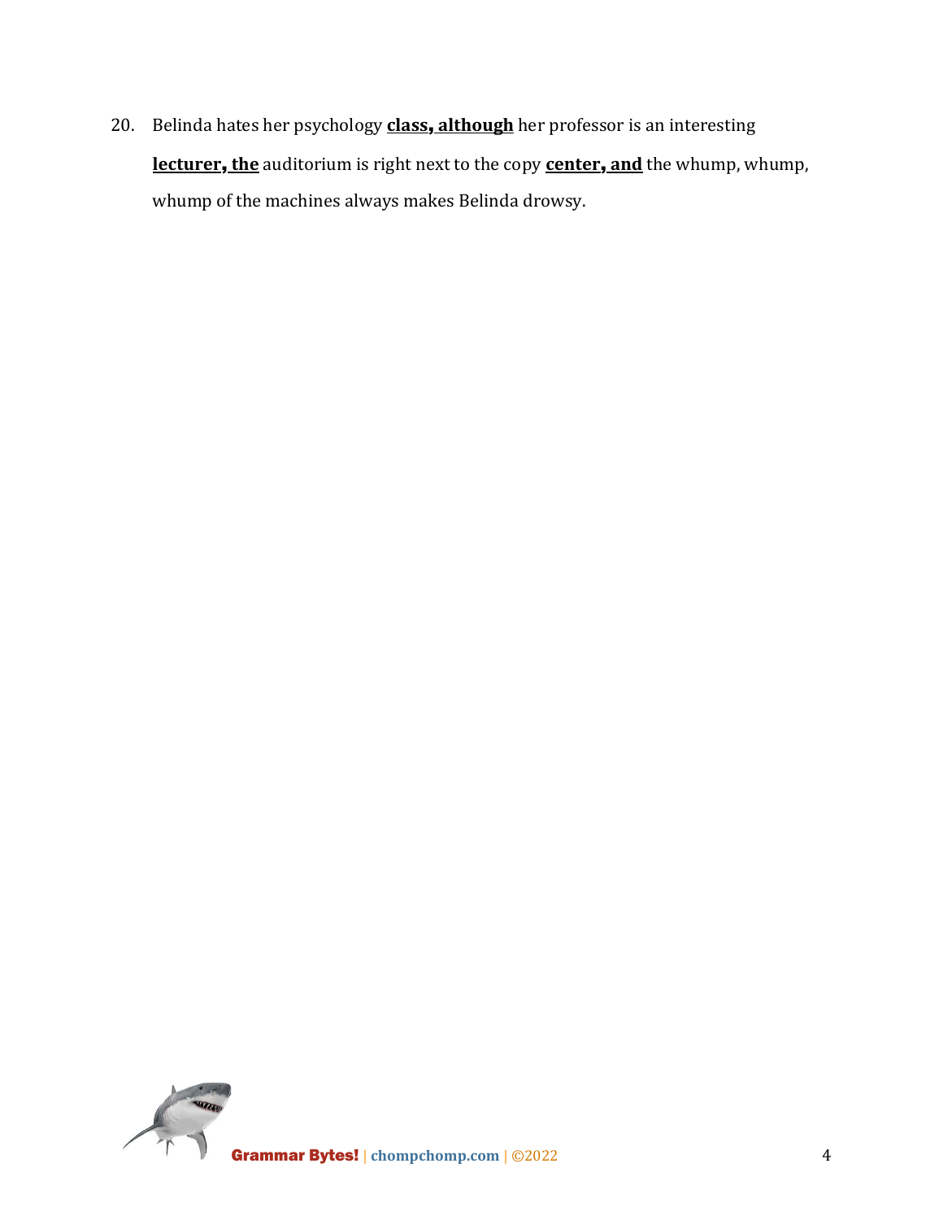20. Belinda hates her psychology **class, although** her professor is an interesting **lecturer, the** auditorium is right next to the copy **center, and** the whump, whump, whump of the machines always makes Belinda drowsy.